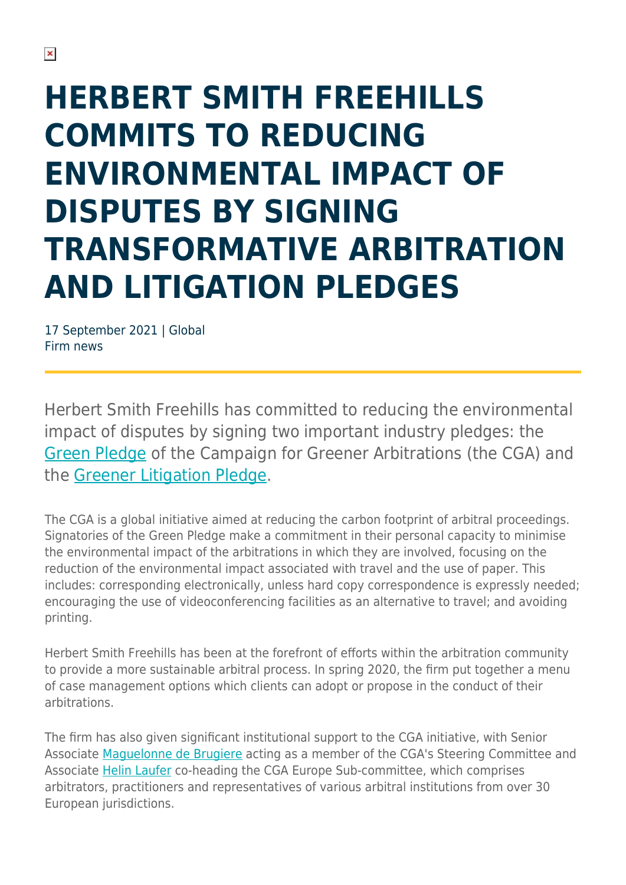# HERBERT SMITH FREEHILLS COMMITS TO REDUCING ENVIRONMENTAL IMPACT OF DISPUTES BY SIGNING TRANSFORMATIVE ARBITRATION AND LITIGATION PLEDGES

17 September 2021 | Global
Firm news

Herbert Smith Freehills has committed to reducing the environmental impact of disputes by signing two important industry pledges: the Green Pledge of the Campaign for Greener Arbitrations (the CGA) and the Greener Litigation Pledge.

The CGA is a global initiative aimed at reducing the carbon footprint of arbitral proceedings. Signatories of the Green Pledge make a commitment in their personal capacity to minimise the environmental impact of the arbitrations in which they are involved, focusing on the reduction of the environmental impact associated with travel and the use of paper. This includes: corresponding electronically, unless hard copy correspondence is expressly needed; encouraging the use of videoconferencing facilities as an alternative to travel; and avoiding printing.

Herbert Smith Freehills has been at the forefront of efforts within the arbitration community to provide a more sustainable arbitral process. In spring 2020, the firm put together a menu of case management options which clients can adopt or propose in the conduct of their arbitrations.

The firm has also given significant institutional support to the CGA initiative, with Senior Associate Maguelonne de Brugiere acting as a member of the CGA's Steering Committee and Associate Helin Laufer co-heading the CGA Europe Sub-committee, which comprises arbitrators, practitioners and representatives of various arbitral institutions from over 30 European jurisdictions.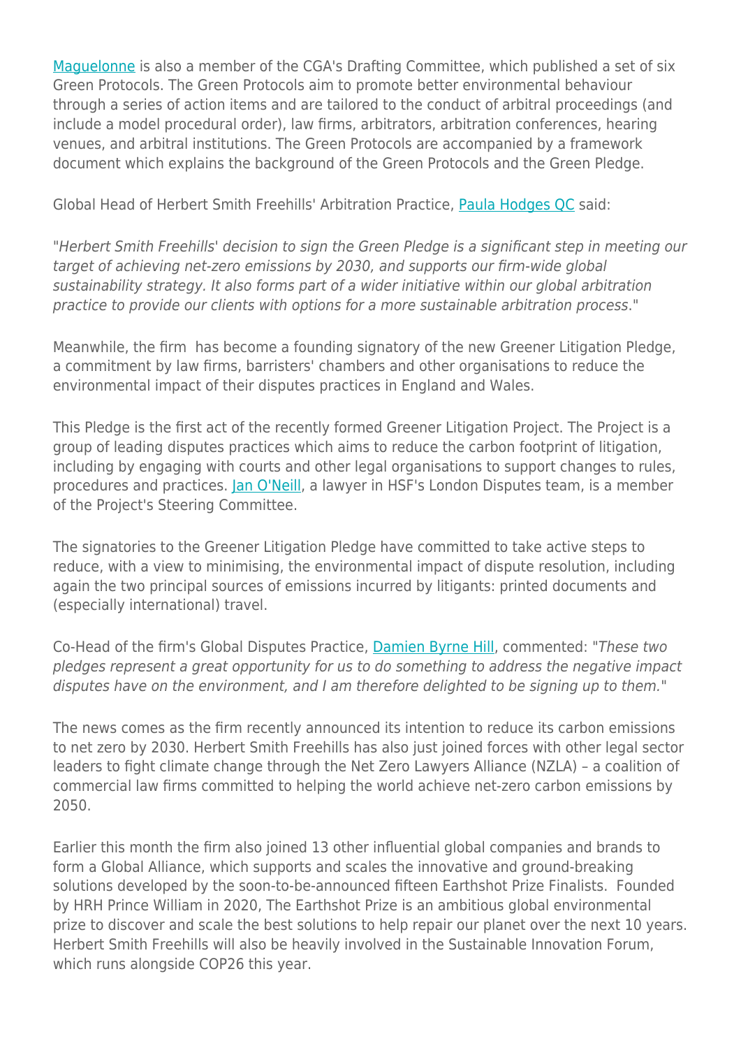[Maguelonne](#) is also a member of the CGA's Drafting Committee, which published a set of six Green Protocols. The Green Protocols aim to promote better environmental behaviour through a series of action items and are tailored to the conduct of arbitral proceedings (and include a model procedural order), law firms, arbitrators, arbitration conferences, hearing venues, and arbitral institutions. The Green Protocols are accompanied by a framework document which explains the background of the Green Protocols and the Green Pledge.

Global Head of Herbert Smith Freehills' Arbitration Practice, [Paula Hodges QC](#) said:

"*Herbert Smith Freehills' decision to sign the Green Pledge is a significant step in meeting our target of achieving net-zero emissions by 2030, and supports our firm-wide global sustainability strategy. It also forms part of a wider initiative within our global arbitration practice to provide our clients with options for a more sustainable arbitration process*."

Meanwhile, the firm has become a founding signatory of the new Greener Litigation Pledge, a commitment by law firms, barristers' chambers and other organisations to reduce the environmental impact of their disputes practices in England and Wales.

This Pledge is the first act of the recently formed Greener Litigation Project. The Project is a group of leading disputes practices which aims to reduce the carbon footprint of litigation, including by engaging with courts and other legal organisations to support changes to rules, procedures and practices. [Jan O'Neill](#), a lawyer in HSF's London Disputes team, is a member of the Project's Steering Committee.

The signatories to the Greener Litigation Pledge have committed to take active steps to reduce, with a view to minimising, the environmental impact of dispute resolution, including again the two principal sources of emissions incurred by litigants: printed documents and (especially international) travel.

Co-Head of the firm's Global Disputes Practice, [Damien Byrne Hill](#), commented: "*These two pledges represent a great opportunity for us to do something to address the negative impact disputes have on the environment, and I am therefore delighted to be signing up to them.*"

The news comes as the firm recently announced its intention to reduce its carbon emissions to net zero by 2030. Herbert Smith Freehills has also just joined forces with other legal sector leaders to fight climate change through the Net Zero Lawyers Alliance (NZLA) – a coalition of commercial law firms committed to helping the world achieve net-zero carbon emissions by 2050.

Earlier this month the firm also joined 13 other influential global companies and brands to form a Global Alliance, which supports and scales the innovative and ground-breaking solutions developed by the soon-to-be-announced fifteen Earthshot Prize Finalists. Founded by HRH Prince William in 2020, The Earthshot Prize is an ambitious global environmental prize to discover and scale the best solutions to help repair our planet over the next 10 years. Herbert Smith Freehills will also be heavily involved in the Sustainable Innovation Forum, which runs alongside COP26 this year.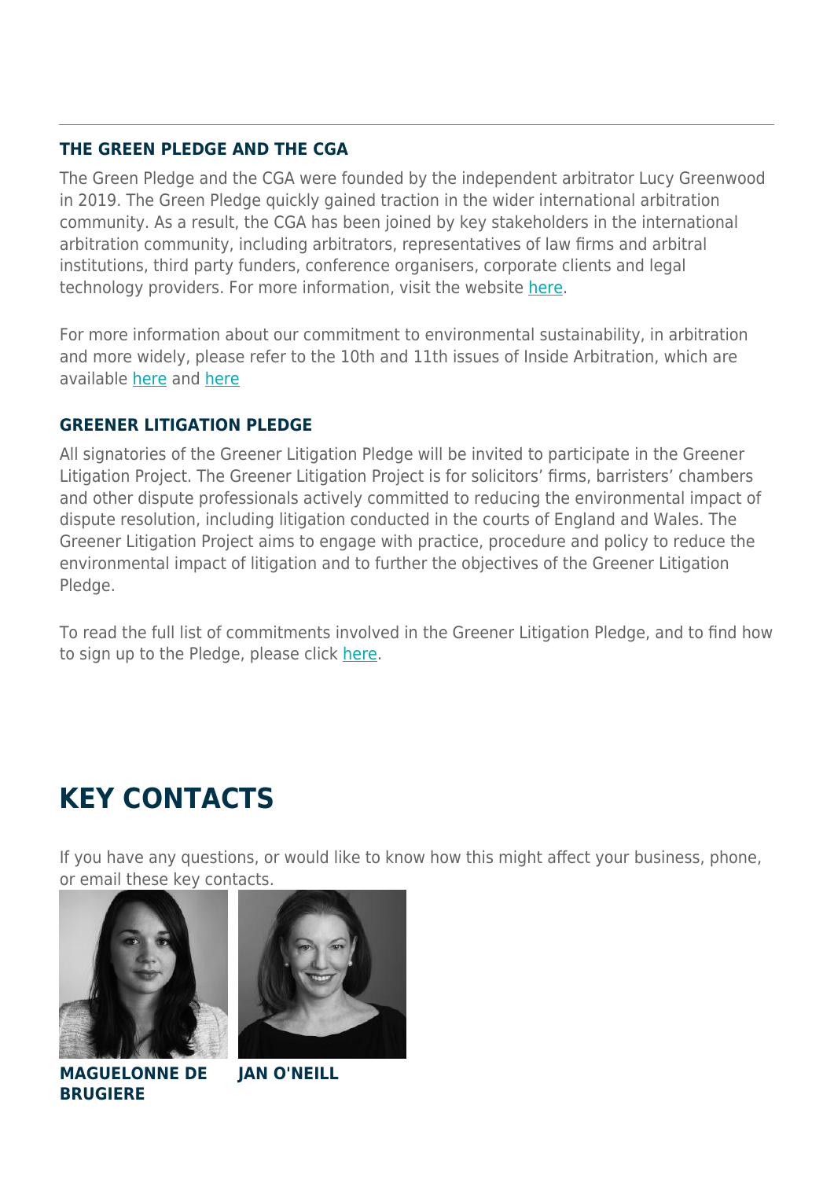### THE GREEN PLEDGE AND THE CGA

The Green Pledge and the CGA were founded by the independent arbitrator Lucy Greenwood in 2019. The Green Pledge quickly gained traction in the wider international arbitration community. As a result, the CGA has been joined by key stakeholders in the international arbitration community, including arbitrators, representatives of law firms and arbitral institutions, third party funders, conference organisers, corporate clients and legal technology providers. For more information, visit the website here.

For more information about our commitment to environmental sustainability, in arbitration and more widely, please refer to the 10th and 11th issues of Inside Arbitration, which are available here and here

### GREENER LITIGATION PLEDGE

All signatories of the Greener Litigation Pledge will be invited to participate in the Greener Litigation Project. The Greener Litigation Project is for solicitors' firms, barristers' chambers and other dispute professionals actively committed to reducing the environmental impact of dispute resolution, including litigation conducted in the courts of England and Wales. The Greener Litigation Project aims to engage with practice, procedure and policy to reduce the environmental impact of litigation and to further the objectives of the Greener Litigation Pledge.

To read the full list of commitments involved in the Greener Litigation Pledge, and to find how to sign up to the Pledge, please click here.

## KEY CONTACTS

If you have any questions, or would like to know how this might affect your business, phone, or email these key contacts.

**MAGUELONNE DE BRUGIERE**

**JAN O'NEILL**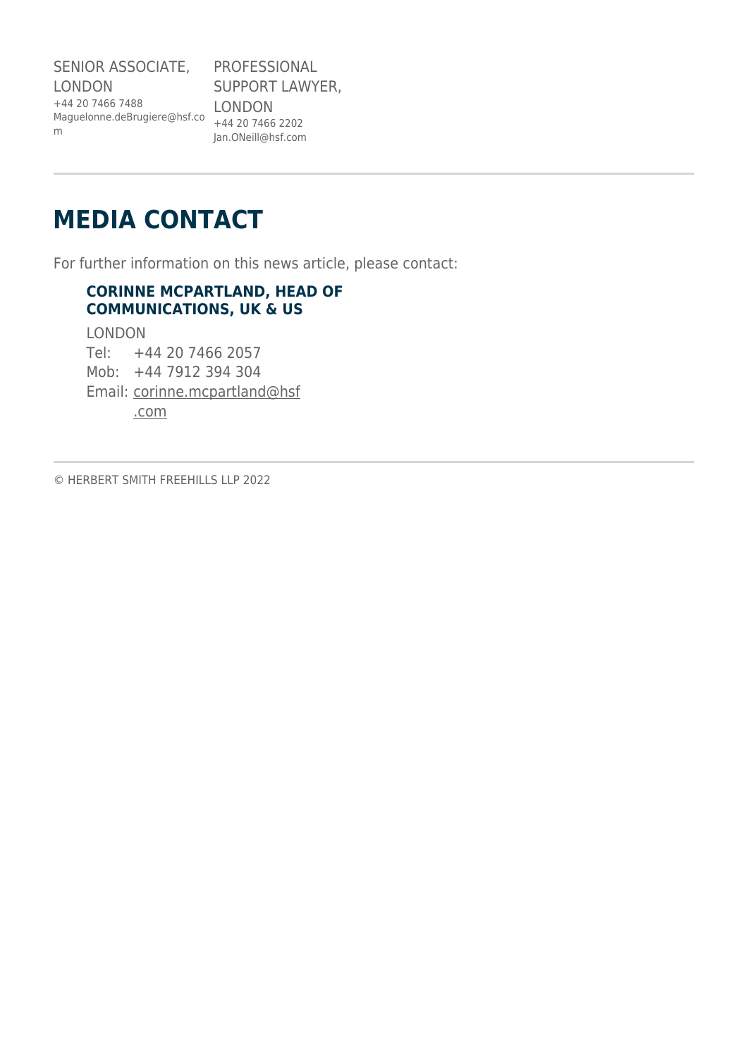SENIOR ASSOCIATE, LONDON
+44 20 7466 7488
Maguelonne.deBrugiere@hsf.com

PROFESSIONAL SUPPORT LAWYER, LONDON
+44 20 7466 2202
Jan.ONeill@hsf.com

---

## MEDIA CONTACT

For further information on this news article, please contact:

**CORINNE MCPARTLAND, HEAD OF COMMUNICATIONS, UK & US**

LONDON
Tel: +44 20 7466 2057
Mob: +44 7912 394 304
Email: corinne.mcpartland@hsf.com

---

© HERBERT SMITH FREEHILLS LLP 2022